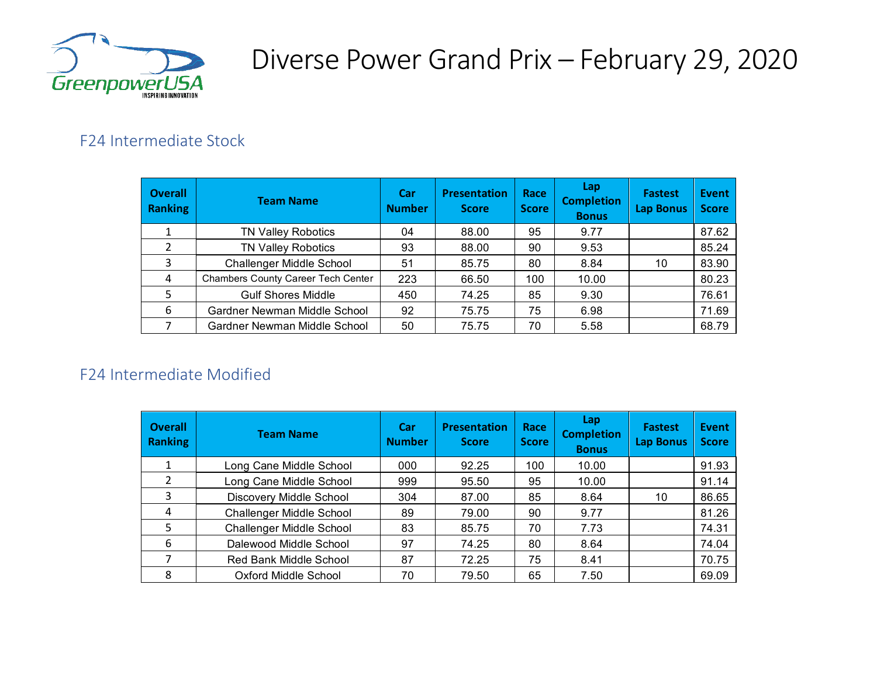# Diverse Power Grand Prix – February 29, 2020

## F24 Intermediate Stock

| Overall Ranking | Team Name | Car Number | Presentation Score | Race Score | Lap Completion Bonus | Fastest Lap Bonus | Event Score |
|---|---|---|---|---|---|---|---|
| 1 | TN Valley Robotics | 04 | 88.00 | 95 | 9.77 | | 87.62 |
| 2 | TN Valley Robotics | 93 | 88.00 | 90 | 9.53 | | 85.24 |
| 3 | Challenger Middle School | 51 | 85.75 | 80 | 8.84 | 10 | 83.90 |
| 4 | Chambers County Career Tech Center | 223 | 66.50 | 100 | 10.00 | | 80.23 |
| 5 | Gulf Shores Middle | 450 | 74.25 | 85 | 9.30 | | 76.61 |
| 6 | Gardner Newman Middle School | 92 | 75.75 | 75 | 6.98 | | 71.69 |
| 7 | Gardner Newman Middle School | 50 | 75.75 | 70 | 5.58 | | 68.79 |

## F24 Intermediate Modified

| Overall Ranking | Team Name | Car Number | Presentation Score | Race Score | Lap Completion Bonus | Fastest Lap Bonus | Event Score |
|---|---|---|---|---|---|---|---|
| 1 | Long Cane Middle School | 000 | 92.25 | 100 | 10.00 | | 91.93 |
| 2 | Long Cane Middle School | 999 | 95.50 | 95 | 10.00 | | 91.14 |
| 3 | Discovery Middle School | 304 | 87.00 | 85 | 8.64 | 10 | 86.65 |
| 4 | Challenger Middle School | 89 | 79.00 | 90 | 9.77 | | 81.26 |
| 5 | Challenger Middle School | 83 | 85.75 | 70 | 7.73 | | 74.31 |
| 6 | Dalewood Middle School | 97 | 74.25 | 80 | 8.64 | | 74.04 |
| 7 | Red Bank Middle School | 87 | 72.25 | 75 | 8.41 | | 70.75 |
| 8 | Oxford Middle School | 70 | 79.50 | 65 | 7.50 | | 69.09 |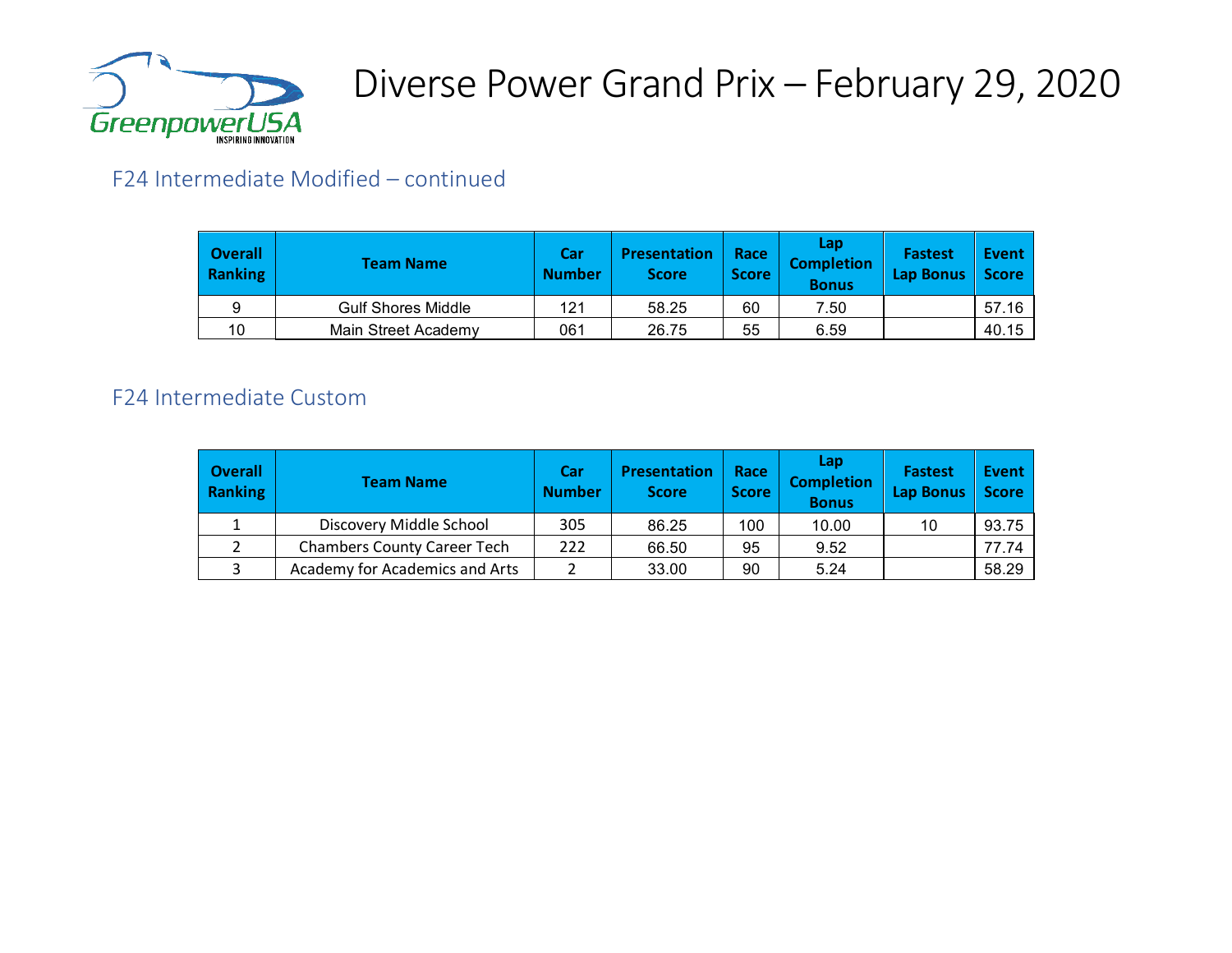# Diverse Power Grand Prix – February 29, 2020

## F24 Intermediate Modified – continued

| Overall Ranking | Team Name | Car Number | Presentation Score | Race Score | Lap Completion Bonus | Fastest Lap Bonus | Event Score |
|---|---|---|---|---|---|---|---|
| 9 | Gulf Shores Middle | 121 | 58.25 | 60 | 7.50 | | 57.16 |
| 10 | Main Street Academy | 061 | 26.75 | 55 | 6.59 | | 40.15 |

## F24 Intermediate Custom

| Overall Ranking | Team Name | Car Number | Presentation Score | Race Score | Lap Completion Bonus | Fastest Lap Bonus | Event Score |
|---|---|---|---|---|---|---|---|
| 1 | Discovery Middle School | 305 | 86.25 | 100 | 10.00 | 10 | 93.75 |
| 2 | Chambers County Career Tech | 222 | 66.50 | 95 | 9.52 | | 77.74 |
| 3 | Academy for Academics and Arts | 2 | 33.00 | 90 | 5.24 | | 58.29 |